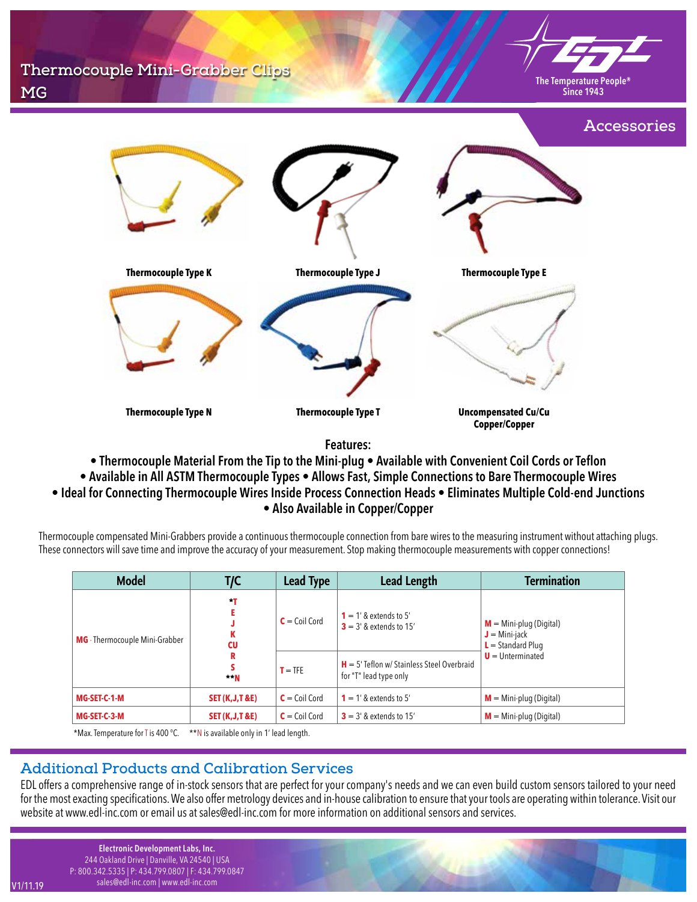# Thermocouple Mini-Grabber Clips
## MG

The Temperature People®
Since 1943

Accessories

**Thermocouple Type K**

**Thermocouple Type J**

**Thermocouple Type E**

**Thermocouple Type N**

**Thermocouple Type T**

**Uncompensated Cu/Cu Copper/Copper**

**Features:**

**• Thermocouple Material From the Tip to the Mini-plug • Available with Convenient Coil Cords or Teflon**
**• Available in All ASTM Thermocouple Types • Allows Fast, Simple Connections to Bare Thermocouple Wires**
**• Ideal for Connecting Thermocouple Wires Inside Process Connection Heads • Eliminates Multiple Cold-end Junctions**
**• Also Available in Copper/Copper**

Thermocouple compensated Mini-Grabbers provide a continuous thermocouple connection from bare wires to the measuring instrument without attaching plugs. These connectors will save time and improve the accuracy of your measurement. Stop making thermocouple measurements with copper connections!

| Model | T/C | Lead Type | Lead Length | Termination |
|---|---|---|---|---|
| **MG** - Thermocouple Mini-Grabber | *T, E, J, K, CU, R, S, **N | C = Coil Cord | 1 = 1' & extends to 5'<br>3 = 3' & extends to 15' | M = Mini-plug (Digital)<br>J = Mini-jack<br>L = Standard Plug<br>U = Unterminated |
| | | T = TFE | H = 5' Teflon w/ Stainless Steel Overbraid for "T" lead type only | |
| **MG-SET-C-1-M** | SET (K,J,T &E) | C = Coil Cord | 1 = 1' & extends to 5' | M = Mini-plug (Digital) |
| **MG-SET-C-3-M** | SET (K,J,T &E) | C = Coil Cord | 3 = 3' & extends to 15' | M = Mini-plug (Digital) |

*Max. Temperature for T is 400 °C. **N is available only in 1' lead length.

## Additional Products and Calibration Services

EDL offers a comprehensive range of in-stock sensors that are perfect for your company's needs and we can even build custom sensors tailored to your need for the most exacting specifications. We also offer metrology devices and in-house calibration to ensure that your tools are operating within tolerance. Visit our website at www.edl-inc.com or email us at sales@edl-inc.com for more information on additional sensors and services.

**Electronic Development Labs, Inc.**
244 Oakland Drive | Danville, VA 24540 | USA
P: 800.342.5335 | P: 434.799.0807 | F: 434.799.0847
sales@edl-inc.com | www.edl-inc.com

V1/11.19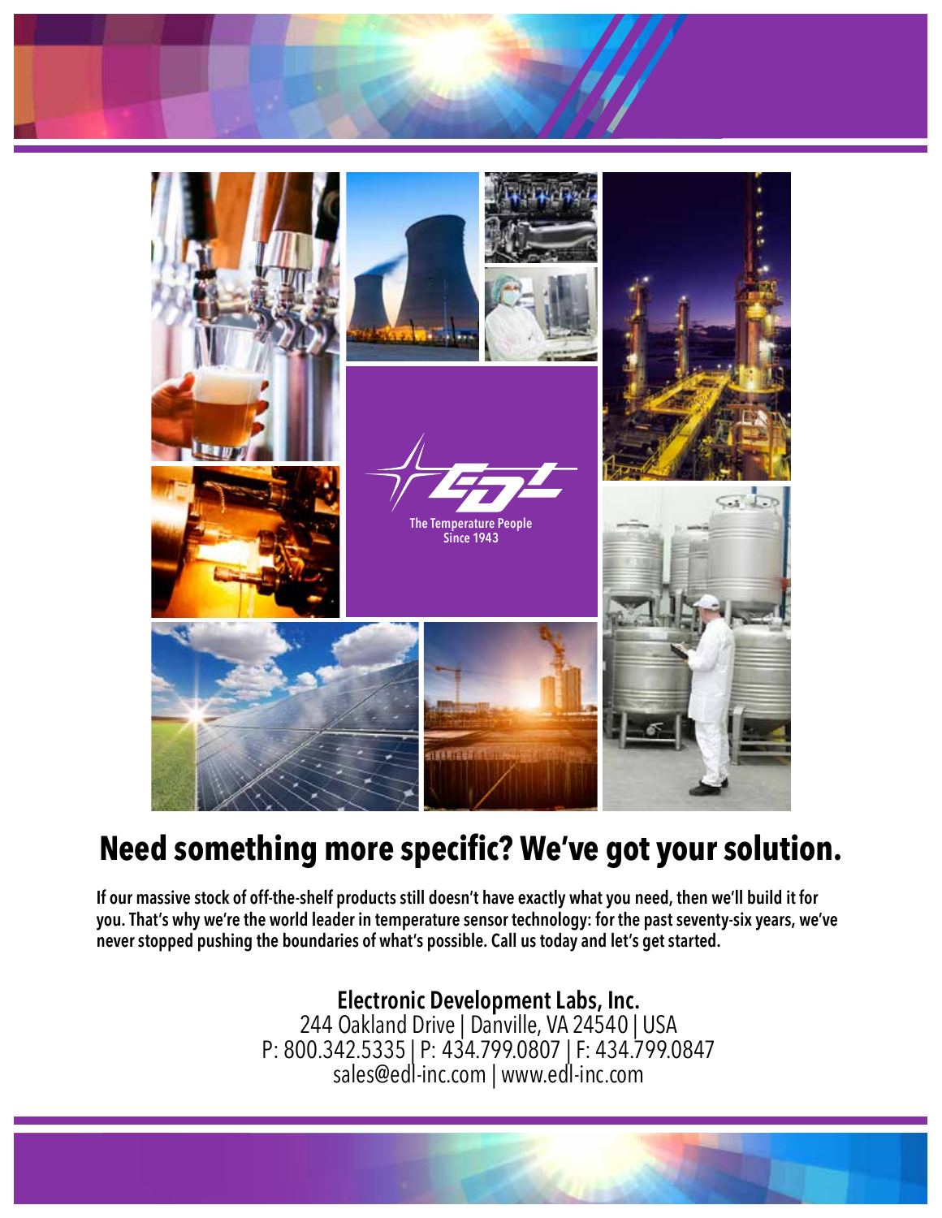The Temperature People
Since 1943

## Need something more specific? We've got your solution.

**If our massive stock of off-the-shelf products still doesn't have exactly what you need, then we'll build it for you. That's why we're the world leader in temperature sensor technology: for the past seventy-six years, we've never stopped pushing the boundaries of what's possible. Call us today and let's get started.**

**Electronic Development Labs, Inc.**
244 Oakland Drive | Danville, VA 24540 | USA
P: 800.342.5335 | P: 434.799.0807 | F: 434.799.0847
sales@edl-inc.com | www.edl-inc.com